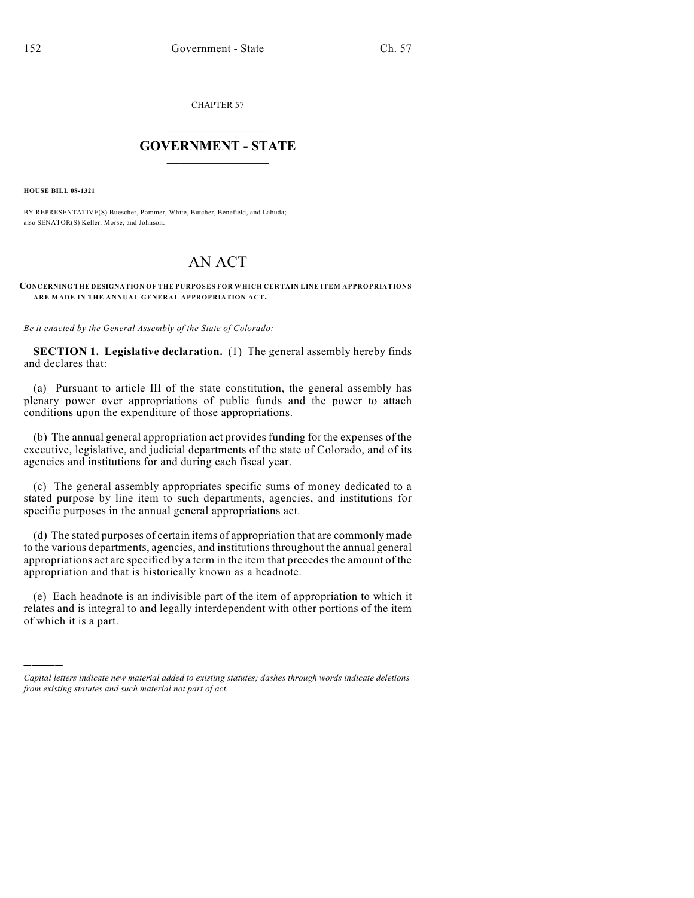CHAPTER 57

# GOVERNMENT - STATE

**HOUSE BILL 08-1321**

BY REPRESENTATIVE(S) Buescher, Pommer, White, Butcher, Benefield, and Labuda;
also SENATOR(S) Keller, Morse, and Johnson.

# AN ACT

**CONCERNING THE DESIGNATION OF THE PURPOSES FOR WHICH CERTAIN LINE ITEM APPROPRIATIONS ARE MADE IN THE ANNUAL GENERAL APPROPRIATION ACT.**

*Be it enacted by the General Assembly of the State of Colorado:*

**SECTION 1. Legislative declaration.** (1) The general assembly hereby finds and declares that:

(a) Pursuant to article III of the state constitution, the general assembly has plenary power over appropriations of public funds and the power to attach conditions upon the expenditure of those appropriations.

(b) The annual general appropriation act provides funding for the expenses of the executive, legislative, and judicial departments of the state of Colorado, and of its agencies and institutions for and during each fiscal year.

(c) The general assembly appropriates specific sums of money dedicated to a stated purpose by line item to such departments, agencies, and institutions for specific purposes in the annual general appropriations act.

(d) The stated purposes of certain items of appropriation that are commonly made to the various departments, agencies, and institutions throughout the annual general appropriations act are specified by a term in the item that precedes the amount of the appropriation and that is historically known as a headnote.

(e) Each headnote is an indivisible part of the item of appropriation to which it relates and is integral to and legally interdependent with other portions of the item of which it is a part.

---

*Capital letters indicate new material added to existing statutes; dashes through words indicate deletions from existing statutes and such material not part of act.*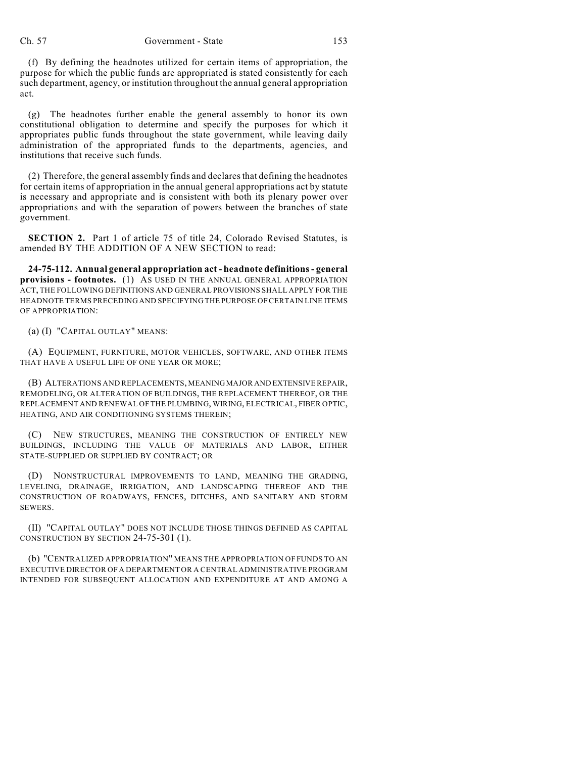(f) By defining the headnotes utilized for certain items of appropriation, the purpose for which the public funds are appropriated is stated consistently for each such department, agency, or institution throughout the annual general appropriation act.

(g) The headnotes further enable the general assembly to honor its own constitutional obligation to determine and specify the purposes for which it appropriates public funds throughout the state government, while leaving daily administration of the appropriated funds to the departments, agencies, and institutions that receive such funds.

(2) Therefore, the general assembly finds and declares that defining the headnotes for certain items of appropriation in the annual general appropriations act by statute is necessary and appropriate and is consistent with both its plenary power over appropriations and with the separation of powers between the branches of state government.

**SECTION 2.** Part 1 of article 75 of title 24, Colorado Revised Statutes, is amended BY THE ADDITION OF A NEW SECTION to read:

**24-75-112. Annual general appropriation act - headnote definitions - general provisions - footnotes.** (1) AS USED IN THE ANNUAL GENERAL APPROPRIATION ACT, THE FOLLOWING DEFINITIONS AND GENERAL PROVISIONS SHALL APPLY FOR THE HEADNOTE TERMS PRECEDING AND SPECIFYING THE PURPOSE OF CERTAIN LINE ITEMS OF APPROPRIATION:

(a) (I) "CAPITAL OUTLAY" MEANS:

(A) EQUIPMENT, FURNITURE, MOTOR VEHICLES, SOFTWARE, AND OTHER ITEMS THAT HAVE A USEFUL LIFE OF ONE YEAR OR MORE;

(B) ALTERATIONS AND REPLACEMENTS, MEANING MAJOR AND EXTENSIVE REPAIR, REMODELING, OR ALTERATION OF BUILDINGS, THE REPLACEMENT THEREOF, OR THE REPLACEMENT AND RENEWAL OF THE PLUMBING, WIRING, ELECTRICAL, FIBER OPTIC, HEATING, AND AIR CONDITIONING SYSTEMS THEREIN;

(C) NEW STRUCTURES, MEANING THE CONSTRUCTION OF ENTIRELY NEW BUILDINGS, INCLUDING THE VALUE OF MATERIALS AND LABOR, EITHER STATE-SUPPLIED OR SUPPLIED BY CONTRACT; OR

(D) NONSTRUCTURAL IMPROVEMENTS TO LAND, MEANING THE GRADING, LEVELING, DRAINAGE, IRRIGATION, AND LANDSCAPING THEREOF AND THE CONSTRUCTION OF ROADWAYS, FENCES, DITCHES, AND SANITARY AND STORM SEWERS.

(II) "CAPITAL OUTLAY" DOES NOT INCLUDE THOSE THINGS DEFINED AS CAPITAL CONSTRUCTION BY SECTION 24-75-301 (1).

(b) "CENTRALIZED APPROPRIATION" MEANS THE APPROPRIATION OF FUNDS TO AN EXECUTIVE DIRECTOR OF A DEPARTMENT OR A CENTRAL ADMINISTRATIVE PROGRAM INTENDED FOR SUBSEQUENT ALLOCATION AND EXPENDITURE AT AND AMONG A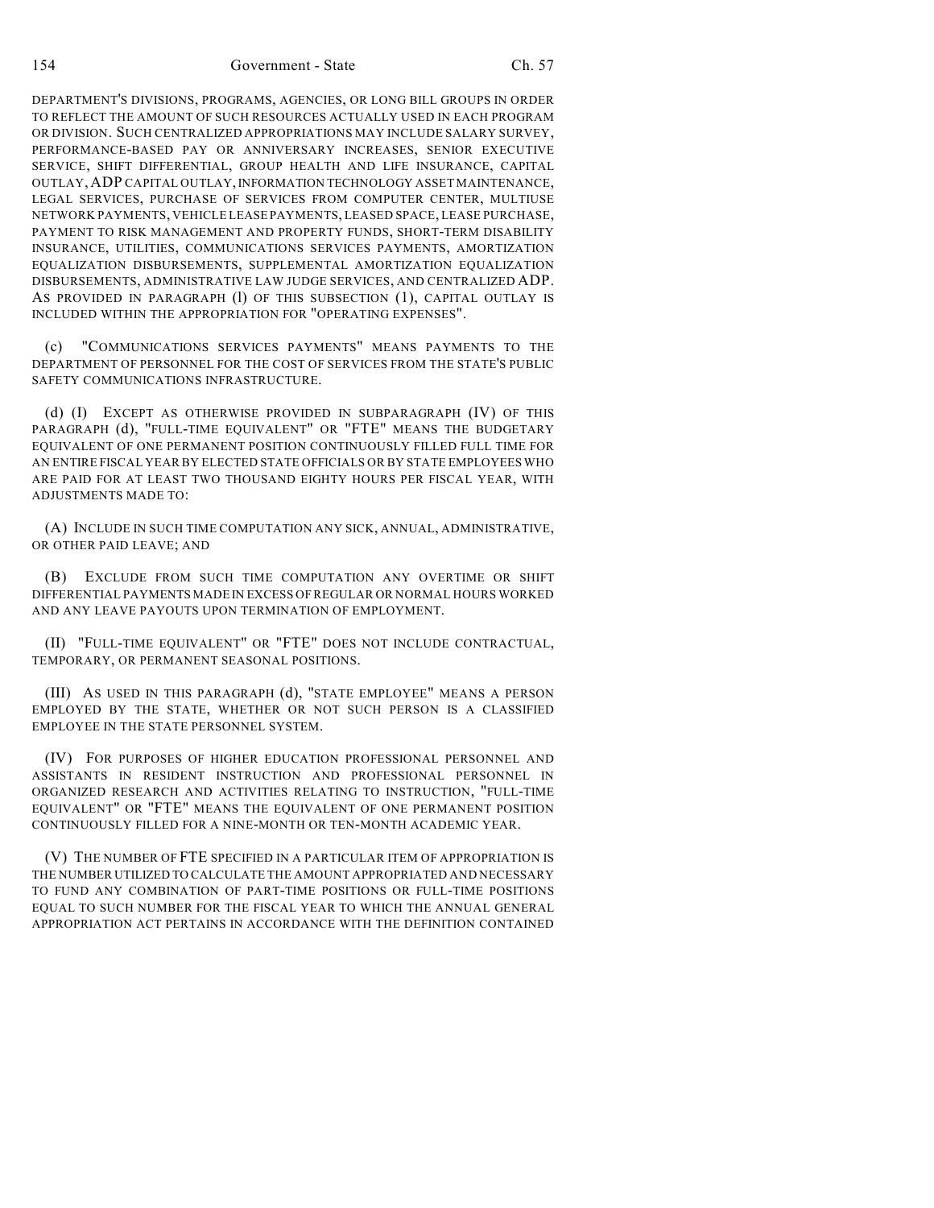DEPARTMENT'S DIVISIONS, PROGRAMS, AGENCIES, OR LONG BILL GROUPS IN ORDER TO REFLECT THE AMOUNT OF SUCH RESOURCES ACTUALLY USED IN EACH PROGRAM OR DIVISION. SUCH CENTRALIZED APPROPRIATIONS MAY INCLUDE SALARY SURVEY, PERFORMANCE-BASED PAY OR ANNIVERSARY INCREASES, SENIOR EXECUTIVE SERVICE, SHIFT DIFFERENTIAL, GROUP HEALTH AND LIFE INSURANCE, CAPITAL OUTLAY, ADP CAPITAL OUTLAY, INFORMATION TECHNOLOGY ASSET MAINTENANCE, LEGAL SERVICES, PURCHASE OF SERVICES FROM COMPUTER CENTER, MULTIUSE NETWORK PAYMENTS, VEHICLE LEASE PAYMENTS, LEASED SPACE, LEASE PURCHASE, PAYMENT TO RISK MANAGEMENT AND PROPERTY FUNDS, SHORT-TERM DISABILITY INSURANCE, UTILITIES, COMMUNICATIONS SERVICES PAYMENTS, AMORTIZATION EQUALIZATION DISBURSEMENTS, SUPPLEMENTAL AMORTIZATION EQUALIZATION DISBURSEMENTS, ADMINISTRATIVE LAW JUDGE SERVICES, AND CENTRALIZED ADP. AS PROVIDED IN PARAGRAPH (l) OF THIS SUBSECTION (1), CAPITAL OUTLAY IS INCLUDED WITHIN THE APPROPRIATION FOR "OPERATING EXPENSES".

(c) "COMMUNICATIONS SERVICES PAYMENTS" MEANS PAYMENTS TO THE DEPARTMENT OF PERSONNEL FOR THE COST OF SERVICES FROM THE STATE'S PUBLIC SAFETY COMMUNICATIONS INFRASTRUCTURE.

(d) (I) EXCEPT AS OTHERWISE PROVIDED IN SUBPARAGRAPH (IV) OF THIS PARAGRAPH (d), "FULL-TIME EQUIVALENT" OR "FTE" MEANS THE BUDGETARY EQUIVALENT OF ONE PERMANENT POSITION CONTINUOUSLY FILLED FULL TIME FOR AN ENTIRE FISCAL YEAR BY ELECTED STATE OFFICIALS OR BY STATE EMPLOYEES WHO ARE PAID FOR AT LEAST TWO THOUSAND EIGHTY HOURS PER FISCAL YEAR, WITH ADJUSTMENTS MADE TO:

(A) INCLUDE IN SUCH TIME COMPUTATION ANY SICK, ANNUAL, ADMINISTRATIVE, OR OTHER PAID LEAVE; AND

(B) EXCLUDE FROM SUCH TIME COMPUTATION ANY OVERTIME OR SHIFT DIFFERENTIAL PAYMENTS MADE IN EXCESS OF REGULAR OR NORMAL HOURS WORKED AND ANY LEAVE PAYOUTS UPON TERMINATION OF EMPLOYMENT.

(II) "FULL-TIME EQUIVALENT" OR "FTE" DOES NOT INCLUDE CONTRACTUAL, TEMPORARY, OR PERMANENT SEASONAL POSITIONS.

(III) AS USED IN THIS PARAGRAPH (d), "STATE EMPLOYEE" MEANS A PERSON EMPLOYED BY THE STATE, WHETHER OR NOT SUCH PERSON IS A CLASSIFIED EMPLOYEE IN THE STATE PERSONNEL SYSTEM.

(IV) FOR PURPOSES OF HIGHER EDUCATION PROFESSIONAL PERSONNEL AND ASSISTANTS IN RESIDENT INSTRUCTION AND PROFESSIONAL PERSONNEL IN ORGANIZED RESEARCH AND ACTIVITIES RELATING TO INSTRUCTION, "FULL-TIME EQUIVALENT" OR "FTE" MEANS THE EQUIVALENT OF ONE PERMANENT POSITION CONTINUOUSLY FILLED FOR A NINE-MONTH OR TEN-MONTH ACADEMIC YEAR.

(V) THE NUMBER OF FTE SPECIFIED IN A PARTICULAR ITEM OF APPROPRIATION IS THE NUMBER UTILIZED TO CALCULATE THE AMOUNT APPROPRIATED AND NECESSARY TO FUND ANY COMBINATION OF PART-TIME POSITIONS OR FULL-TIME POSITIONS EQUAL TO SUCH NUMBER FOR THE FISCAL YEAR TO WHICH THE ANNUAL GENERAL APPROPRIATION ACT PERTAINS IN ACCORDANCE WITH THE DEFINITION CONTAINED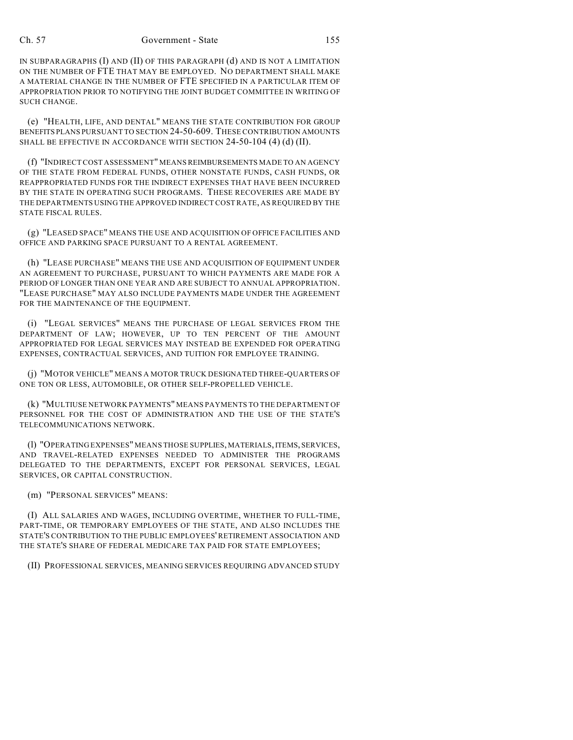IN SUBPARAGRAPHS (I) AND (II) OF THIS PARAGRAPH (d) AND IS NOT A LIMITATION ON THE NUMBER OF FTE THAT MAY BE EMPLOYED. NO DEPARTMENT SHALL MAKE A MATERIAL CHANGE IN THE NUMBER OF FTE SPECIFIED IN A PARTICULAR ITEM OF APPROPRIATION PRIOR TO NOTIFYING THE JOINT BUDGET COMMITTEE IN WRITING OF SUCH CHANGE.

(e) "HEALTH, LIFE, AND DENTAL" MEANS THE STATE CONTRIBUTION FOR GROUP BENEFITS PLANS PURSUANT TO SECTION 24-50-609. THESE CONTRIBUTION AMOUNTS SHALL BE EFFECTIVE IN ACCORDANCE WITH SECTION 24-50-104 (4) (d) (II).

(f) "INDIRECT COST ASSESSMENT" MEANS REIMBURSEMENTS MADE TO AN AGENCY OF THE STATE FROM FEDERAL FUNDS, OTHER NONSTATE FUNDS, CASH FUNDS, OR REAPPROPRIATED FUNDS FOR THE INDIRECT EXPENSES THAT HAVE BEEN INCURRED BY THE STATE IN OPERATING SUCH PROGRAMS. THESE RECOVERIES ARE MADE BY THE DEPARTMENTS USING THE APPROVED INDIRECT COST RATE, AS REQUIRED BY THE STATE FISCAL RULES.

(g) "LEASED SPACE" MEANS THE USE AND ACQUISITION OF OFFICE FACILITIES AND OFFICE AND PARKING SPACE PURSUANT TO A RENTAL AGREEMENT.

(h) "LEASE PURCHASE" MEANS THE USE AND ACQUISITION OF EQUIPMENT UNDER AN AGREEMENT TO PURCHASE, PURSUANT TO WHICH PAYMENTS ARE MADE FOR A PERIOD OF LONGER THAN ONE YEAR AND ARE SUBJECT TO ANNUAL APPROPRIATION. "LEASE PURCHASE" MAY ALSO INCLUDE PAYMENTS MADE UNDER THE AGREEMENT FOR THE MAINTENANCE OF THE EQUIPMENT.

(i) "LEGAL SERVICES" MEANS THE PURCHASE OF LEGAL SERVICES FROM THE DEPARTMENT OF LAW; HOWEVER, UP TO TEN PERCENT OF THE AMOUNT APPROPRIATED FOR LEGAL SERVICES MAY INSTEAD BE EXPENDED FOR OPERATING EXPENSES, CONTRACTUAL SERVICES, AND TUITION FOR EMPLOYEE TRAINING.

(j) "MOTOR VEHICLE" MEANS A MOTOR TRUCK DESIGNATED THREE-QUARTERS OF ONE TON OR LESS, AUTOMOBILE, OR OTHER SELF-PROPELLED VEHICLE.

(k) "MULTIUSE NETWORK PAYMENTS" MEANS PAYMENTS TO THE DEPARTMENT OF PERSONNEL FOR THE COST OF ADMINISTRATION AND THE USE OF THE STATE'S TELECOMMUNICATIONS NETWORK.

(l) "OPERATING EXPENSES" MEANS THOSE SUPPLIES, MATERIALS, ITEMS, SERVICES, AND TRAVEL-RELATED EXPENSES NEEDED TO ADMINISTER THE PROGRAMS DELEGATED TO THE DEPARTMENTS, EXCEPT FOR PERSONAL SERVICES, LEGAL SERVICES, OR CAPITAL CONSTRUCTION.

(m) "PERSONAL SERVICES" MEANS:

(I) ALL SALARIES AND WAGES, INCLUDING OVERTIME, WHETHER TO FULL-TIME, PART-TIME, OR TEMPORARY EMPLOYEES OF THE STATE, AND ALSO INCLUDES THE STATE'S CONTRIBUTION TO THE PUBLIC EMPLOYEES' RETIREMENT ASSOCIATION AND THE STATE'S SHARE OF FEDERAL MEDICARE TAX PAID FOR STATE EMPLOYEES;

(II) PROFESSIONAL SERVICES, MEANING SERVICES REQUIRING ADVANCED STUDY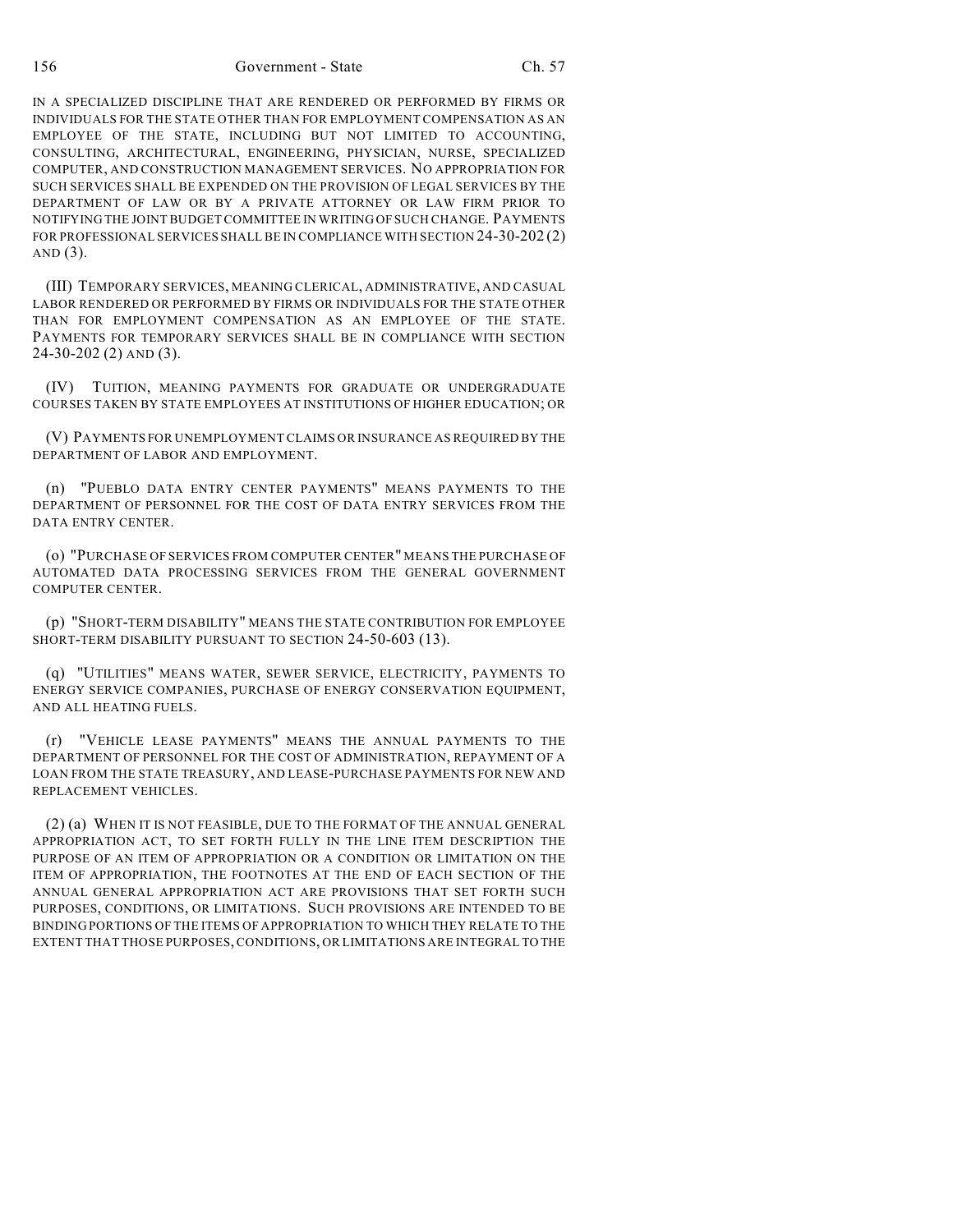IN A SPECIALIZED DISCIPLINE THAT ARE RENDERED OR PERFORMED BY FIRMS OR INDIVIDUALS FOR THE STATE OTHER THAN FOR EMPLOYMENT COMPENSATION AS AN EMPLOYEE OF THE STATE, INCLUDING BUT NOT LIMITED TO ACCOUNTING, CONSULTING, ARCHITECTURAL, ENGINEERING, PHYSICIAN, NURSE, SPECIALIZED COMPUTER, AND CONSTRUCTION MANAGEMENT SERVICES. NO APPROPRIATION FOR SUCH SERVICES SHALL BE EXPENDED ON THE PROVISION OF LEGAL SERVICES BY THE DEPARTMENT OF LAW OR BY A PRIVATE ATTORNEY OR LAW FIRM PRIOR TO NOTIFYING THE JOINT BUDGET COMMITTEE IN WRITING OF SUCH CHANGE. PAYMENTS FOR PROFESSIONAL SERVICES SHALL BE IN COMPLIANCE WITH SECTION 24-30-202 (2) AND (3).

(III) TEMPORARY SERVICES, MEANING CLERICAL, ADMINISTRATIVE, AND CASUAL LABOR RENDERED OR PERFORMED BY FIRMS OR INDIVIDUALS FOR THE STATE OTHER THAN FOR EMPLOYMENT COMPENSATION AS AN EMPLOYEE OF THE STATE. PAYMENTS FOR TEMPORARY SERVICES SHALL BE IN COMPLIANCE WITH SECTION 24-30-202 (2) AND (3).

(IV) TUITION, MEANING PAYMENTS FOR GRADUATE OR UNDERGRADUATE COURSES TAKEN BY STATE EMPLOYEES AT INSTITUTIONS OF HIGHER EDUCATION; OR

(V) PAYMENTS FOR UNEMPLOYMENT CLAIMS OR INSURANCE AS REQUIRED BY THE DEPARTMENT OF LABOR AND EMPLOYMENT.

(n) "PUEBLO DATA ENTRY CENTER PAYMENTS" MEANS PAYMENTS TO THE DEPARTMENT OF PERSONNEL FOR THE COST OF DATA ENTRY SERVICES FROM THE DATA ENTRY CENTER.

(o) "PURCHASE OF SERVICES FROM COMPUTER CENTER" MEANS THE PURCHASE OF AUTOMATED DATA PROCESSING SERVICES FROM THE GENERAL GOVERNMENT COMPUTER CENTER.

(p) "SHORT-TERM DISABILITY" MEANS THE STATE CONTRIBUTION FOR EMPLOYEE SHORT-TERM DISABILITY PURSUANT TO SECTION 24-50-603 (13).

(q) "UTILITIES" MEANS WATER, SEWER SERVICE, ELECTRICITY, PAYMENTS TO ENERGY SERVICE COMPANIES, PURCHASE OF ENERGY CONSERVATION EQUIPMENT, AND ALL HEATING FUELS.

(r) "VEHICLE LEASE PAYMENTS" MEANS THE ANNUAL PAYMENTS TO THE DEPARTMENT OF PERSONNEL FOR THE COST OF ADMINISTRATION, REPAYMENT OF A LOAN FROM THE STATE TREASURY, AND LEASE-PURCHASE PAYMENTS FOR NEW AND REPLACEMENT VEHICLES.

(2) (a) WHEN IT IS NOT FEASIBLE, DUE TO THE FORMAT OF THE ANNUAL GENERAL APPROPRIATION ACT, TO SET FORTH FULLY IN THE LINE ITEM DESCRIPTION THE PURPOSE OF AN ITEM OF APPROPRIATION OR A CONDITION OR LIMITATION ON THE ITEM OF APPROPRIATION, THE FOOTNOTES AT THE END OF EACH SECTION OF THE ANNUAL GENERAL APPROPRIATION ACT ARE PROVISIONS THAT SET FORTH SUCH PURPOSES, CONDITIONS, OR LIMITATIONS. SUCH PROVISIONS ARE INTENDED TO BE BINDING PORTIONS OF THE ITEMS OF APPROPRIATION TO WHICH THEY RELATE TO THE EXTENT THAT THOSE PURPOSES, CONDITIONS, OR LIMITATIONS ARE INTEGRAL TO THE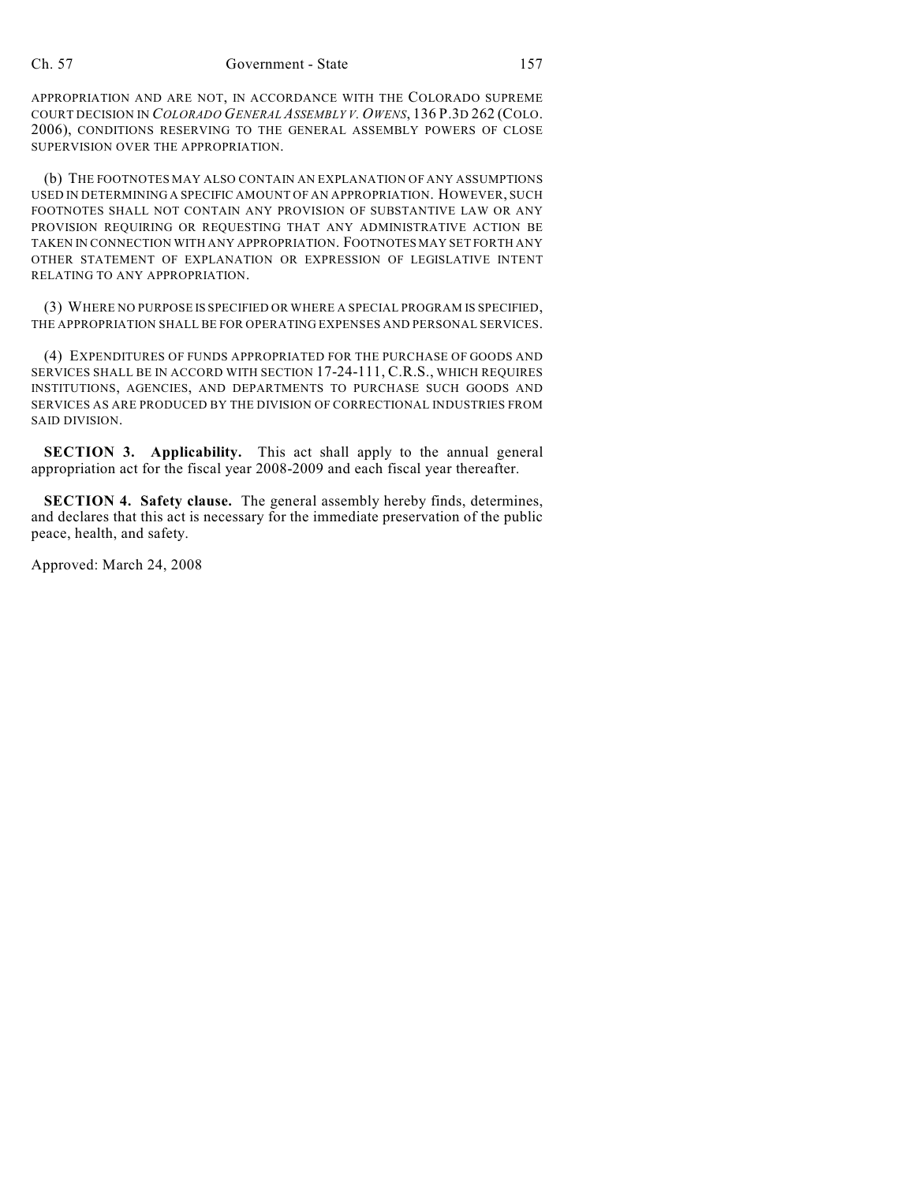APPROPRIATION AND ARE NOT, IN ACCORDANCE WITH THE COLORADO SUPREME COURT DECISION IN *COLORADO GENERAL ASSEMBLY V. OWENS*, 136 P.3D 262 (COLO. 2006), CONDITIONS RESERVING TO THE GENERAL ASSEMBLY POWERS OF CLOSE SUPERVISION OVER THE APPROPRIATION.

(b) THE FOOTNOTES MAY ALSO CONTAIN AN EXPLANATION OF ANY ASSUMPTIONS USED IN DETERMINING A SPECIFIC AMOUNT OF AN APPROPRIATION. HOWEVER, SUCH FOOTNOTES SHALL NOT CONTAIN ANY PROVISION OF SUBSTANTIVE LAW OR ANY PROVISION REQUIRING OR REQUESTING THAT ANY ADMINISTRATIVE ACTION BE TAKEN IN CONNECTION WITH ANY APPROPRIATION. FOOTNOTES MAY SET FORTH ANY OTHER STATEMENT OF EXPLANATION OR EXPRESSION OF LEGISLATIVE INTENT RELATING TO ANY APPROPRIATION.

(3) WHERE NO PURPOSE IS SPECIFIED OR WHERE A SPECIAL PROGRAM IS SPECIFIED, THE APPROPRIATION SHALL BE FOR OPERATING EXPENSES AND PERSONAL SERVICES.

(4) EXPENDITURES OF FUNDS APPROPRIATED FOR THE PURCHASE OF GOODS AND SERVICES SHALL BE IN ACCORD WITH SECTION 17-24-111, C.R.S., WHICH REQUIRES INSTITUTIONS, AGENCIES, AND DEPARTMENTS TO PURCHASE SUCH GOODS AND SERVICES AS ARE PRODUCED BY THE DIVISION OF CORRECTIONAL INDUSTRIES FROM SAID DIVISION.

**SECTION 3. Applicability.** This act shall apply to the annual general appropriation act for the fiscal year 2008-2009 and each fiscal year thereafter.

**SECTION 4. Safety clause.** The general assembly hereby finds, determines, and declares that this act is necessary for the immediate preservation of the public peace, health, and safety.

Approved: March 24, 2008